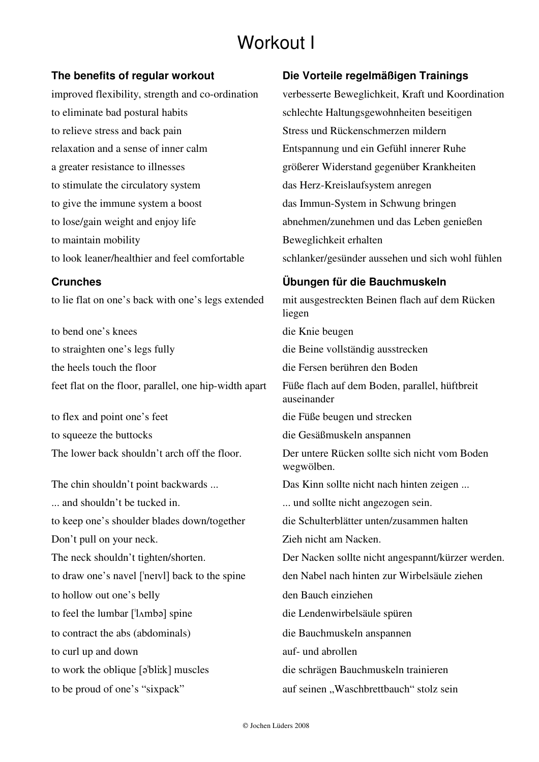# Workout I

| **The benefits of regular workout** | **Die Vorteile regelmäßigen Trainings** |
| --- | --- |
| improved flexibility, strength and co-ordination | verbesserte Beweglichkeit, Kraft und Koordination |
| to eliminate bad postural habits | schlechte Haltungsgewohnheiten beseitigen |
| to relieve stress and back pain | Stress und Rückenschmerzen mildern |
| relaxation and a sense of inner calm | Entspannung und ein Gefühl innerer Ruhe |
| a greater resistance to illnesses | größerer Widerstand gegenüber Krankheiten |
| to stimulate the circulatory system | das Herz-Kreislaufsystem anregen |
| to give the immune system a boost | das Immun-System in Schwung bringen |
| to lose/gain weight and enjoy life | abnehmen/zunehmen und das Leben genießen |
| to maintain mobility | Beweglichkeit erhalten |
| to look leaner/healthier and feel comfortable | schlanker/gesünder aussehen und sich wohl fühlen |

| **Crunches** | **Übungen für die Bauchmuskeln** |
| --- | --- |
| to lie flat on one's back with one's legs extended | mit ausgestreckten Beinen flach auf dem Rücken liegen |
| to bend one's knees | die Knie beugen |
| to straighten one's legs fully | die Beine vollständig ausstrecken |
| the heels touch the floor | die Fersen berühren den Boden |
| feet flat on the floor, parallel, one hip-width apart | Füße flach auf dem Boden, parallel, hüftbreit auseinander |
| to flex and point one's feet | die Füße beugen und strecken |
| to squeeze the buttocks | die Gesäßmuskeln anspannen |
| The lower back shouldn't arch off the floor. | Der untere Rücken sollte sich nicht vom Boden wegwölben. |
| The chin shouldn't point backwards ... | Das Kinn sollte nicht nach hinten zeigen ... |
| ... and shouldn't be tucked in. | ... und sollte nicht angezogen sein. |
| to keep one's shoulder blades down/together | die Schulterblätter unten/zusammen halten |
| Don't pull on your neck. | Zieh nicht am Nacken. |
| The neck shouldn't tighten/shorten. | Der Nacken sollte nicht angespannt/kürzer werden. |
| to draw one's navel [ˈneɪvl] back to the spine | den Nabel nach hinten zur Wirbelsäule ziehen |
| to hollow out one's belly | den Bauch einziehen |
| to feel the lumbar [ˈlʌmbə] spine | die Lendenwirbelsäule spüren |
| to contract the abs (abdominals) | die Bauchmuskeln anspannen |
| to curl up and down | auf- und abrollen |
| to work the oblique [əˈbliːk] muscles | die schrägen Bauchmuskeln trainieren |
| to be proud of one's "sixpack" | auf seinen „Waschbrettbauch" stolz sein |

© Jochen Lüders 2008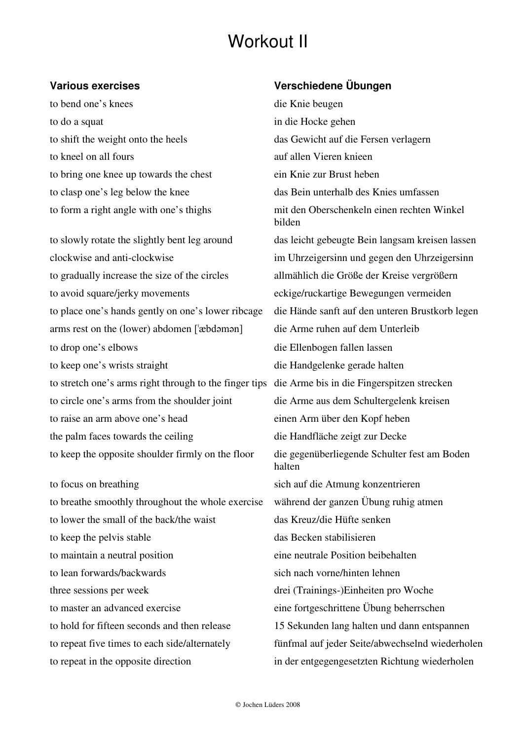# Workout II

| Various exercises | Verschiedene Übungen |
| --- | --- |
| to bend one's knees | die Knie beugen |
| to do a squat | in die Hocke gehen |
| to shift the weight onto the heels | das Gewicht auf die Fersen verlagern |
| to kneel on all fours | auf allen Vieren knieen |
| to bring one knee up towards the chest | ein Knie zur Brust heben |
| to clasp one's leg below the knee | das Bein unterhalb des Knies umfassen |
| to form a right angle with one's thighs | mit den Oberschenkeln einen rechten Winkel bilden |
| to slowly rotate the slightly bent leg around | das leicht gebeugte Bein langsam kreisen lassen |
| clockwise and anti-clockwise | im Uhrzeigersinn und gegen den Uhrzeigersinn |
| to gradually increase the size of the circles | allmählich die Größe der Kreise vergrößern |
| to avoid square/jerky movements | eckige/ruckartige Bewegungen vermeiden |
| to place one's hands gently on one's lower ribcage | die Hände sanft auf den unteren Brustkorb legen |
| arms rest on the (lower) abdomen [ˈæbdəmən] | die Arme ruhen auf dem Unterleib |
| to drop one's elbows | die Ellenbogen fallen lassen |
| to keep one's wrists straight | die Handgelenke gerade halten |
| to stretch one's arms right through to the finger tips | die Arme bis in die Fingerspitzen strecken |
| to circle one's arms from the shoulder joint | die Arme aus dem Schultergelenk kreisen |
| to raise an arm above one's head | einen Arm über den Kopf heben |
| the palm faces towards the ceiling | die Handfläche zeigt zur Decke |
| to keep the opposite shoulder firmly on the floor | die gegenüberliegende Schulter fest am Boden halten |
| to focus on breathing | sich auf die Atmung konzentrieren |
| to breathe smoothly throughout the whole exercise | während der ganzen Übung ruhig atmen |
| to lower the small of the back/the waist | das Kreuz/die Hüfte senken |
| to keep the pelvis stable | das Becken stabilisieren |
| to maintain a neutral position | eine neutrale Position beibehalten |
| to lean forwards/backwards | sich nach vorne/hinten lehnen |
| three sessions per week | drei (Trainings-)Einheiten pro Woche |
| to master an advanced exercise | eine fortgeschrittene Übung beherrschen |
| to hold for fifteen seconds and then release | 15 Sekunden lang halten und dann entspannen |
| to repeat five times to each side/alternately | fünfmal auf jeder Seite/abwechselnd wiederholen |
| to repeat in the opposite direction | in der entgegengesetzten Richtung wiederholen |

© Jochen Lüders 2008